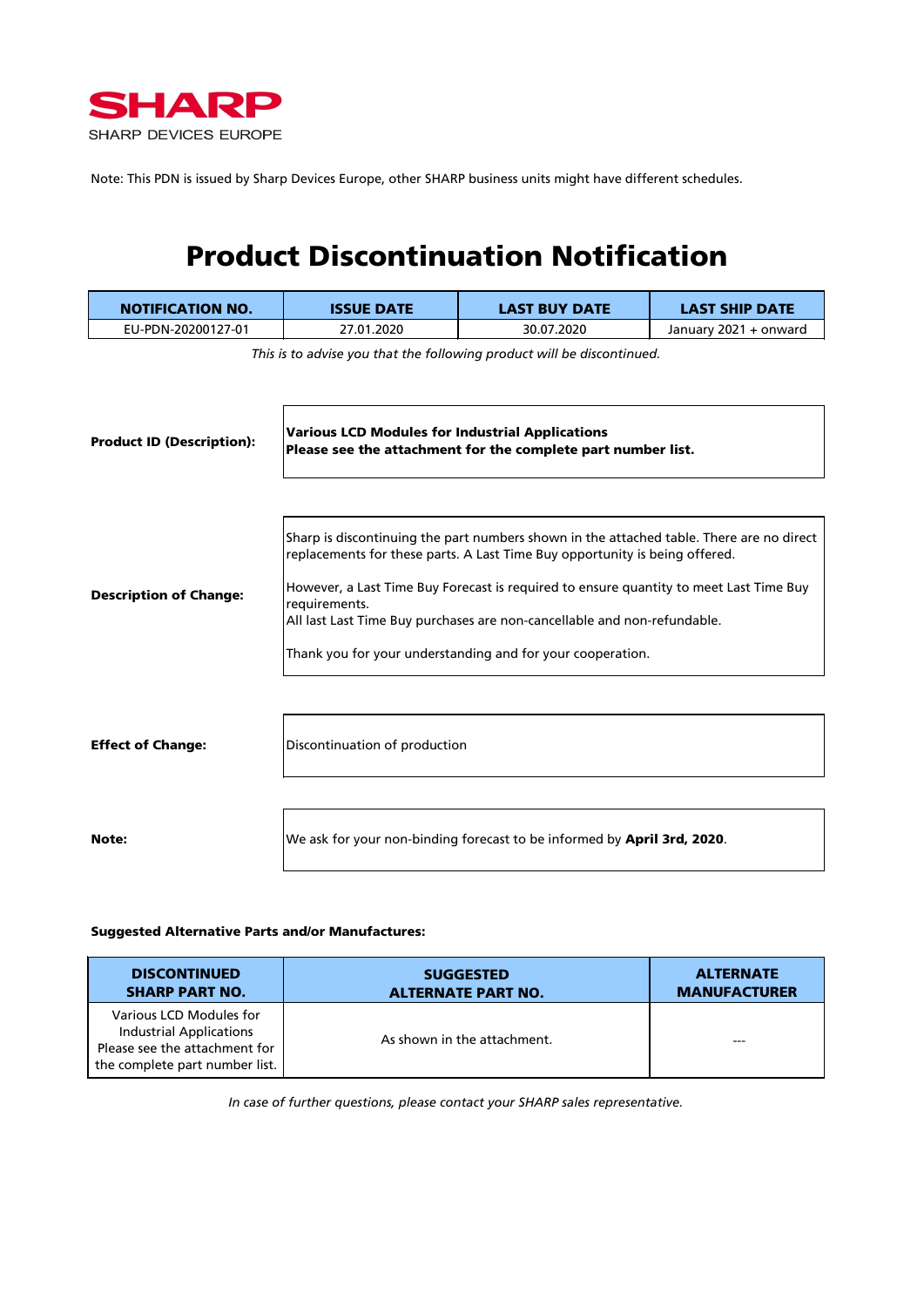**SHARP**

SHARP DEVICES EUROPE

Note: This PDN is issued by Sharp Devices Europe, other SHARP business units might have different schedules.

# Product Discontinuation Notification

| NOTIFICATION NO. | ISSUE DATE | LAST BUY DATE | LAST SHIP DATE |
|---|---|---|---|
| EU-PDN-20200127-01 | 27.01.2020 | 30.07.2020 | January 2021 + onward |

*This is to advise you that the following product will be discontinued.*

**Product ID (Description):**

**Various LCD Modules for Industrial Applications**
**Please see the attachment for the complete part number list.**

**Description of Change:**

Sharp is discontinuing the part numbers shown in the attached table. There are no direct replacements for these parts. A Last Time Buy opportunity is being offered.

However, a Last Time Buy Forecast is required to ensure quantity to meet Last Time Buy requirements.
All last Last Time Buy purchases are non-cancellable and non-refundable.

Thank you for your understanding and for your cooperation.

**Effect of Change:**

Discontinuation of production

**Note:**

We ask for your non-binding forecast to be informed by **April 3rd, 2020**.

**Suggested Alternative Parts and/or Manufactures:**

| DISCONTINUED SHARP PART NO. | SUGGESTED ALTERNATE PART NO. | ALTERNATE MANUFACTURER |
|---|---|---|
| Various LCD Modules for Industrial Applications Please see the attachment for the complete part number list. | As shown in the attachment. | --- |

*In case of further questions, please contact your SHARP sales representative.*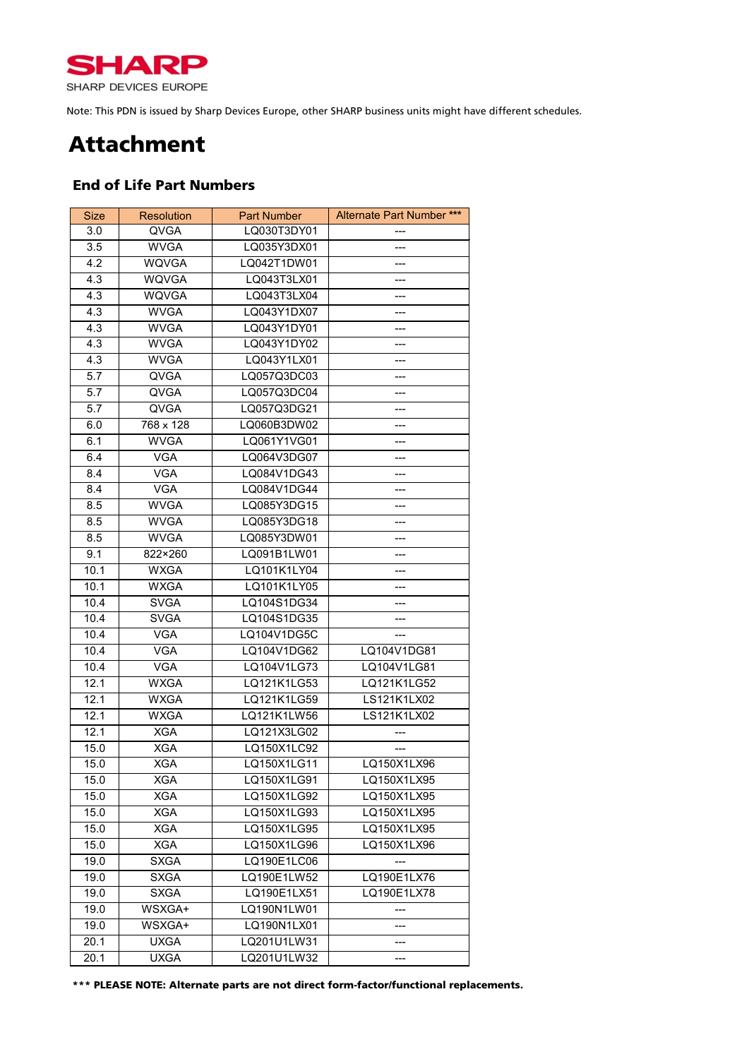SHARP

SHARP DEVICES EUROPE

Note: This PDN is issued by Sharp Devices Europe, other SHARP business units might have different schedules.

# Attachment

### End of Life Part Numbers

| Size | Resolution | Part Number | Alternate Part Number *** |
|---|---|---|---|
| 3.0 | QVGA | LQ030T3DY01 | --- |
| 3.5 | WVGA | LQ035Y3DX01 | --- |
| 4.2 | WQVGA | LQ042T1DW01 | --- |
| 4.3 | WQVGA | LQ043T3LX01 | --- |
| 4.3 | WQVGA | LQ043T3LX04 | --- |
| 4.3 | WVGA | LQ043Y1DX07 | --- |
| 4.3 | WVGA | LQ043Y1DY01 | --- |
| 4.3 | WVGA | LQ043Y1DY02 | --- |
| 4.3 | WVGA | LQ043Y1LX01 | --- |
| 5.7 | QVGA | LQ057Q3DC03 | --- |
| 5.7 | QVGA | LQ057Q3DC04 | --- |
| 5.7 | QVGA | LQ057Q3DG21 | --- |
| 6.0 | 768 x 128 | LQ060B3DW02 | --- |
| 6.1 | WVGA | LQ061Y1VG01 | --- |
| 6.4 | VGA | LQ064V3DG07 | --- |
| 8.4 | VGA | LQ084V1DG43 | --- |
| 8.4 | VGA | LQ084V1DG44 | --- |
| 8.5 | WVGA | LQ085Y3DG15 | --- |
| 8.5 | WVGA | LQ085Y3DG18 | --- |
| 8.5 | WVGA | LQ085Y3DW01 | --- |
| 9.1 | 822×260 | LQ091B1LW01 | --- |
| 10.1 | WXGA | LQ101K1LY04 | --- |
| 10.1 | WXGA | LQ101K1LY05 | --- |
| 10.4 | SVGA | LQ104S1DG34 | --- |
| 10.4 | SVGA | LQ104S1DG35 | --- |
| 10.4 | VGA | LQ104V1DG5C | --- |
| 10.4 | VGA | LQ104V1DG62 | LQ104V1DG81 |
| 10.4 | VGA | LQ104V1LG73 | LQ104V1LG81 |
| 12.1 | WXGA | LQ121K1LG53 | LQ121K1LG52 |
| 12.1 | WXGA | LQ121K1LG59 | LS121K1LX02 |
| 12.1 | WXGA | LQ121K1LW56 | LS121K1LX02 |
| 12.1 | XGA | LQ121X3LG02 | --- |
| 15.0 | XGA | LQ150X1LC92 | --- |
| 15.0 | XGA | LQ150X1LG11 | LQ150X1LX96 |
| 15.0 | XGA | LQ150X1LG91 | LQ150X1LX95 |
| 15.0 | XGA | LQ150X1LG92 | LQ150X1LX95 |
| 15.0 | XGA | LQ150X1LG93 | LQ150X1LX95 |
| 15.0 | XGA | LQ150X1LG95 | LQ150X1LX95 |
| 15.0 | XGA | LQ150X1LG96 | LQ150X1LX96 |
| 19.0 | SXGA | LQ190E1LC06 | --- |
| 19.0 | SXGA | LQ190E1LW52 | LQ190E1LX76 |
| 19.0 | SXGA | LQ190E1LX51 | LQ190E1LX78 |
| 19.0 | WSXGA+ | LQ190N1LW01 | --- |
| 19.0 | WSXGA+ | LQ190N1LX01 | --- |
| 20.1 | UXGA | LQ201U1LW31 | --- |
| 20.1 | UXGA | LQ201U1LW32 | --- |

**\*\*\* PLEASE NOTE: Alternate parts are not direct form-factor/functional replacements.**